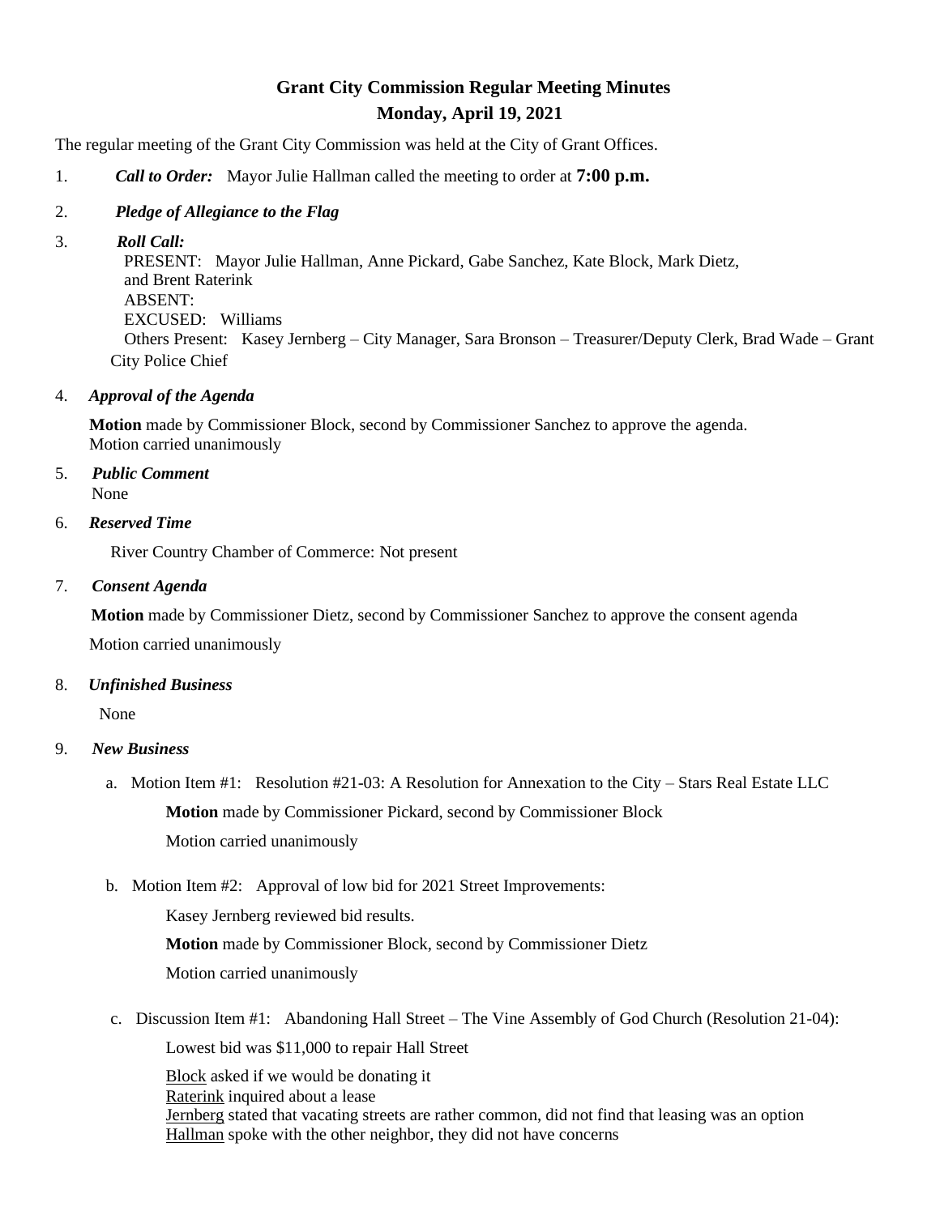# Grant City Commission Regular Meeting Minutes

## Monday, April 19, 2021

The regular meeting of the Grant City Commission was held at the City of Grant Offices.

1. ***Call to Order:*** Mayor Julie Hallman called the meeting to order at **7:00 p.m.**

2. ***Pledge of Allegiance to the Flag***

3. ***Roll Call:***
   PRESENT: Mayor Julie Hallman, Anne Pickard, Gabe Sanchez, Kate Block, Mark Dietz, and Brent Raterink
   ABSENT:
   EXCUSED: Williams
   Others Present: Kasey Jernberg – City Manager, Sara Bronson – Treasurer/Deputy Clerk, Brad Wade – Grant City Police Chief

4. ***Approval of the Agenda***

   **Motion** made by Commissioner Block, second by Commissioner Sanchez to approve the agenda.
   Motion carried unanimously

5. ***Public Comment***
   None

6. ***Reserved Time***

   River Country Chamber of Commerce: Not present

7. ***Consent Agenda***

   **Motion** made by Commissioner Dietz, second by Commissioner Sanchez to approve the consent agenda

   Motion carried unanimously

8. ***Unfinished Business***

   None

9. ***New Business***

   a. Motion Item #1: Resolution #21-03: A Resolution for Annexation to the City – Stars Real Estate LLC

      **Motion** made by Commissioner Pickard, second by Commissioner Block

      Motion carried unanimously

   b. Motion Item #2: Approval of low bid for 2021 Street Improvements:

      Kasey Jernberg reviewed bid results.

      **Motion** made by Commissioner Block, second by Commissioner Dietz

      Motion carried unanimously

   c. Discussion Item #1: Abandoning Hall Street – The Vine Assembly of God Church (Resolution 21-04):

      Lowest bid was $11,000 to repair Hall Street

      Block asked if we would be donating it
      Raterink inquired about a lease
      Jernberg stated that vacating streets are rather common, did not find that leasing was an option
      Hallman spoke with the other neighbor, they did not have concerns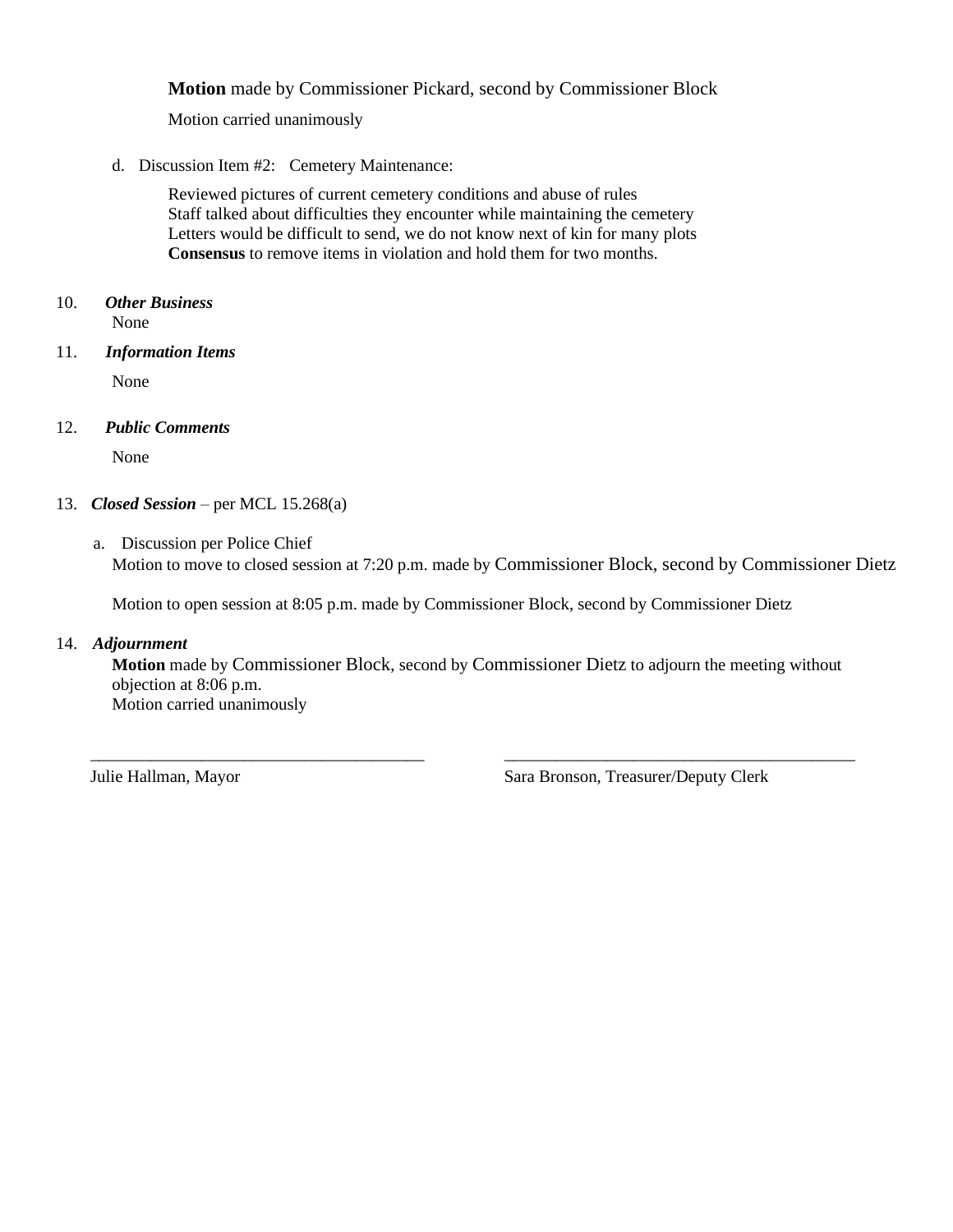**Motion** made by Commissioner Pickard, second by Commissioner Block

Motion carried unanimously

d. Discussion Item #2: Cemetery Maintenance:

Reviewed pictures of current cemetery conditions and abuse of rules
Staff talked about difficulties they encounter while maintaining the cemetery
Letters would be difficult to send, we do not know next of kin for many plots
**Consensus** to remove items in violation and hold them for two months.

10. ***Other Business***

None

11. ***Information Items***

None

12. ***Public Comments***

None

13. ***Closed Session*** – per MCL 15.268(a)

a. Discussion per Police Chief

Motion to move to closed session at 7:20 p.m. made by Commissioner Block, second by Commissioner Dietz

Motion to open session at 8:05 p.m. made by Commissioner Block, second by Commissioner Dietz

14. ***Adjournment***

**Motion** made by Commissioner Block, second by Commissioner Dietz to adjourn the meeting without objection at 8:06 p.m.
Motion carried unanimously

_______________________________________ _________________________________________

Julie Hallman, Mayor Sara Bronson, Treasurer/Deputy Clerk